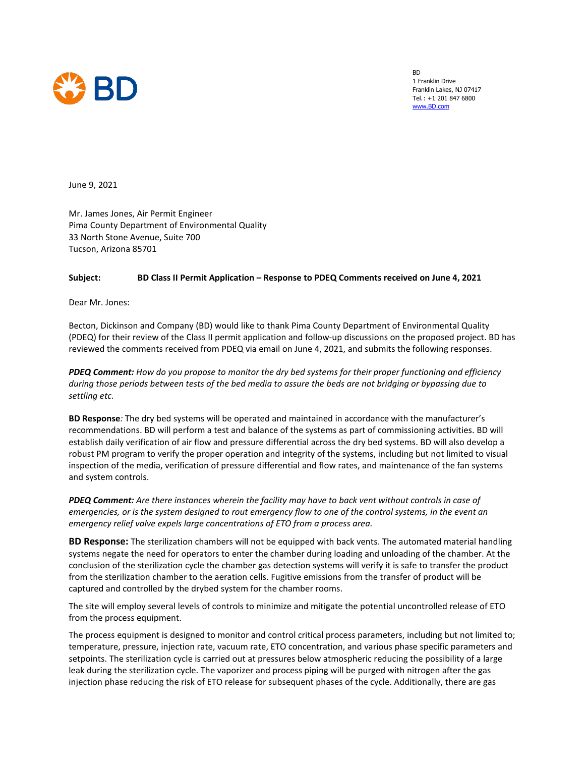BD
1 Franklin Drive
Franklin Lakes, NJ 07417
Tel.: +1 201 847 6800
www.BD.com

June 9, 2021

Mr. James Jones, Air Permit Engineer
Pima County Department of Environmental Quality
33 North Stone Avenue, Suite 700
Tucson, Arizona 85701

**Subject: BD Class II Permit Application – Response to PDEQ Comments received on June 4, 2021**

Dear Mr. Jones:

Becton, Dickinson and Company (BD) would like to thank Pima County Department of Environmental Quality (PDEQ) for their review of the Class II permit application and follow-up discussions on the proposed project. BD has reviewed the comments received from PDEQ via email on June 4, 2021, and submits the following responses.

***PDEQ Comment:** How do you propose to monitor the dry bed systems for their proper functioning and efficiency during those periods between tests of the bed media to assure the beds are not bridging or bypassing due to settling etc.*

**BD Response***:* The dry bed systems will be operated and maintained in accordance with the manufacturer's recommendations. BD will perform a test and balance of the systems as part of commissioning activities. BD will establish daily verification of air flow and pressure differential across the dry bed systems. BD will also develop a robust PM program to verify the proper operation and integrity of the systems, including but not limited to visual inspection of the media, verification of pressure differential and flow rates, and maintenance of the fan systems and system controls.

***PDEQ Comment:** Are there instances wherein the facility may have to back vent without controls in case of emergencies, or is the system designed to rout emergency flow to one of the control systems, in the event an emergency relief valve expels large concentrations of ETO from a process area.*

**BD Response:** The sterilization chambers will not be equipped with back vents. The automated material handling systems negate the need for operators to enter the chamber during loading and unloading of the chamber. At the conclusion of the sterilization cycle the chamber gas detection systems will verify it is safe to transfer the product from the sterilization chamber to the aeration cells. Fugitive emissions from the transfer of product will be captured and controlled by the drybed system for the chamber rooms.

The site will employ several levels of controls to minimize and mitigate the potential uncontrolled release of ETO from the process equipment.

The process equipment is designed to monitor and control critical process parameters, including but not limited to; temperature, pressure, injection rate, vacuum rate, ETO concentration, and various phase specific parameters and setpoints. The sterilization cycle is carried out at pressures below atmospheric reducing the possibility of a large leak during the sterilization cycle. The vaporizer and process piping will be purged with nitrogen after the gas injection phase reducing the risk of ETO release for subsequent phases of the cycle. Additionally, there are gas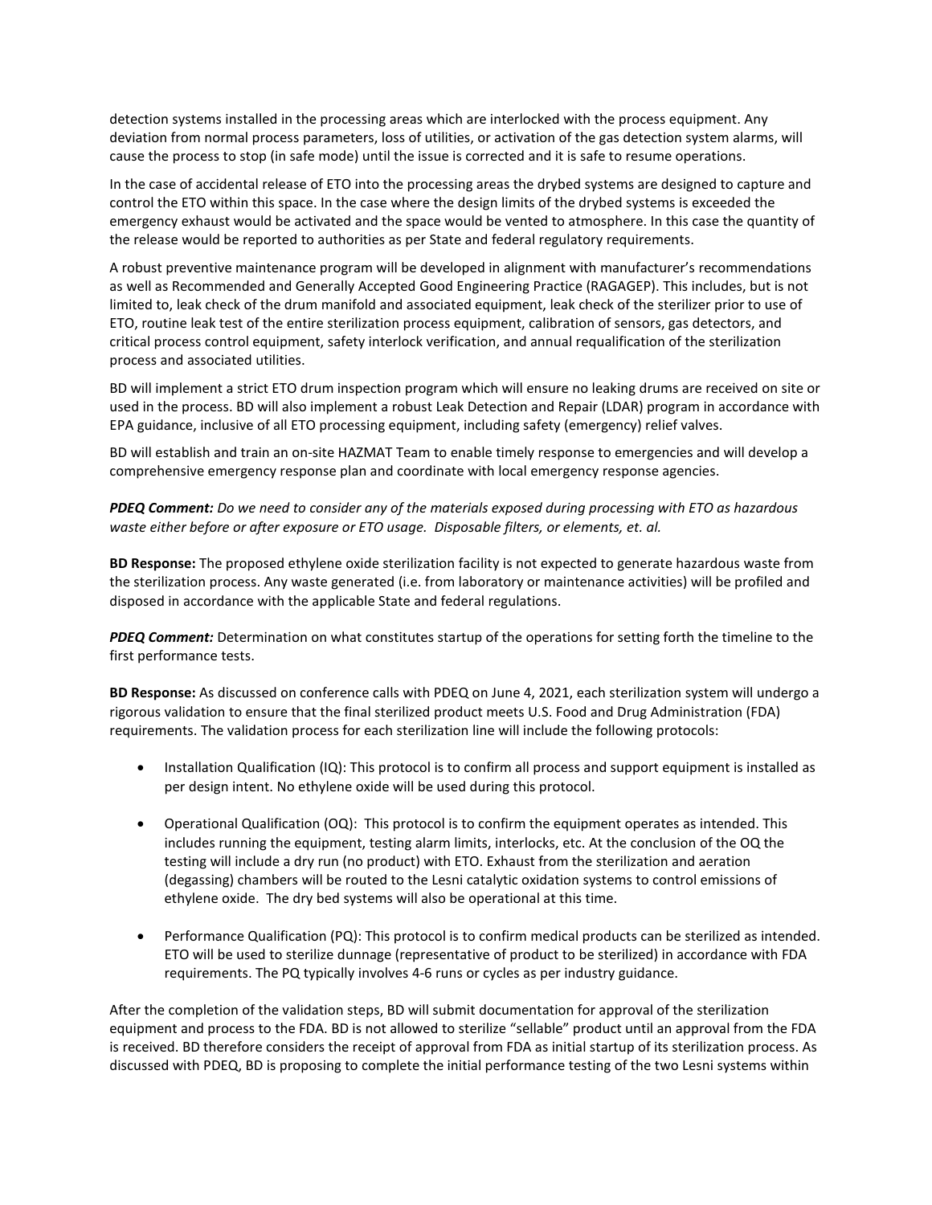detection systems installed in the processing areas which are interlocked with the process equipment. Any deviation from normal process parameters, loss of utilities, or activation of the gas detection system alarms, will cause the process to stop (in safe mode) until the issue is corrected and it is safe to resume operations.

In the case of accidental release of ETO into the processing areas the drybed systems are designed to capture and control the ETO within this space. In the case where the design limits of the drybed systems is exceeded the emergency exhaust would be activated and the space would be vented to atmosphere. In this case the quantity of the release would be reported to authorities as per State and federal regulatory requirements.

A robust preventive maintenance program will be developed in alignment with manufacturer's recommendations as well as Recommended and Generally Accepted Good Engineering Practice (RAGAGEP). This includes, but is not limited to, leak check of the drum manifold and associated equipment, leak check of the sterilizer prior to use of ETO, routine leak test of the entire sterilization process equipment, calibration of sensors, gas detectors, and critical process control equipment, safety interlock verification, and annual requalification of the sterilization process and associated utilities.

BD will implement a strict ETO drum inspection program which will ensure no leaking drums are received on site or used in the process. BD will also implement a robust Leak Detection and Repair (LDAR) program in accordance with EPA guidance, inclusive of all ETO processing equipment, including safety (emergency) relief valves.

BD will establish and train an on-site HAZMAT Team to enable timely response to emergencies and will develop a comprehensive emergency response plan and coordinate with local emergency response agencies.

***PDEQ Comment:*** *Do we need to consider any of the materials exposed during processing with ETO as hazardous waste either before or after exposure or ETO usage. Disposable filters, or elements, et. al.*

**BD Response:** The proposed ethylene oxide sterilization facility is not expected to generate hazardous waste from the sterilization process. Any waste generated (i.e. from laboratory or maintenance activities) will be profiled and disposed in accordance with the applicable State and federal regulations.

***PDEQ Comment:*** Determination on what constitutes startup of the operations for setting forth the timeline to the first performance tests.

**BD Response:** As discussed on conference calls with PDEQ on June 4, 2021, each sterilization system will undergo a rigorous validation to ensure that the final sterilized product meets U.S. Food and Drug Administration (FDA) requirements. The validation process for each sterilization line will include the following protocols:

- Installation Qualification (IQ): This protocol is to confirm all process and support equipment is installed as per design intent. No ethylene oxide will be used during this protocol.

- Operational Qualification (OQ): This protocol is to confirm the equipment operates as intended. This includes running the equipment, testing alarm limits, interlocks, etc. At the conclusion of the OQ the testing will include a dry run (no product) with ETO. Exhaust from the sterilization and aeration (degassing) chambers will be routed to the Lesni catalytic oxidation systems to control emissions of ethylene oxide. The dry bed systems will also be operational at this time.

- Performance Qualification (PQ): This protocol is to confirm medical products can be sterilized as intended. ETO will be used to sterilize dunnage (representative of product to be sterilized) in accordance with FDA requirements. The PQ typically involves 4-6 runs or cycles as per industry guidance.

After the completion of the validation steps, BD will submit documentation for approval of the sterilization equipment and process to the FDA. BD is not allowed to sterilize "sellable" product until an approval from the FDA is received. BD therefore considers the receipt of approval from FDA as initial startup of its sterilization process. As discussed with PDEQ, BD is proposing to complete the initial performance testing of the two Lesni systems within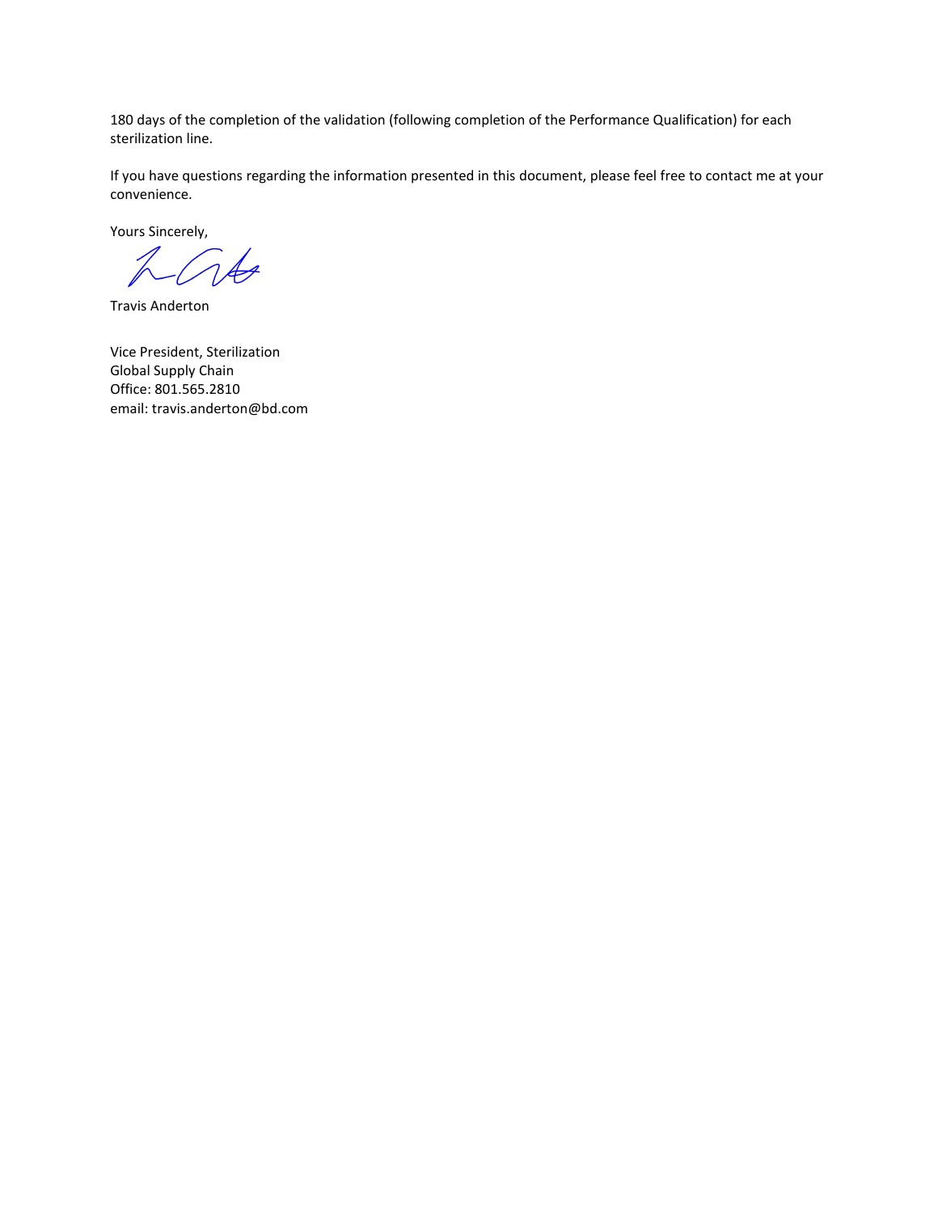180 days of the completion of the validation (following completion of the Performance Qualification) for each sterilization line.

If you have questions regarding the information presented in this document, please feel free to contact me at your convenience.

Yours Sincerely,

Travis Anderton

Vice President, Sterilization
Global Supply Chain
Office: 801.565.2810
email: travis.anderton@bd.com